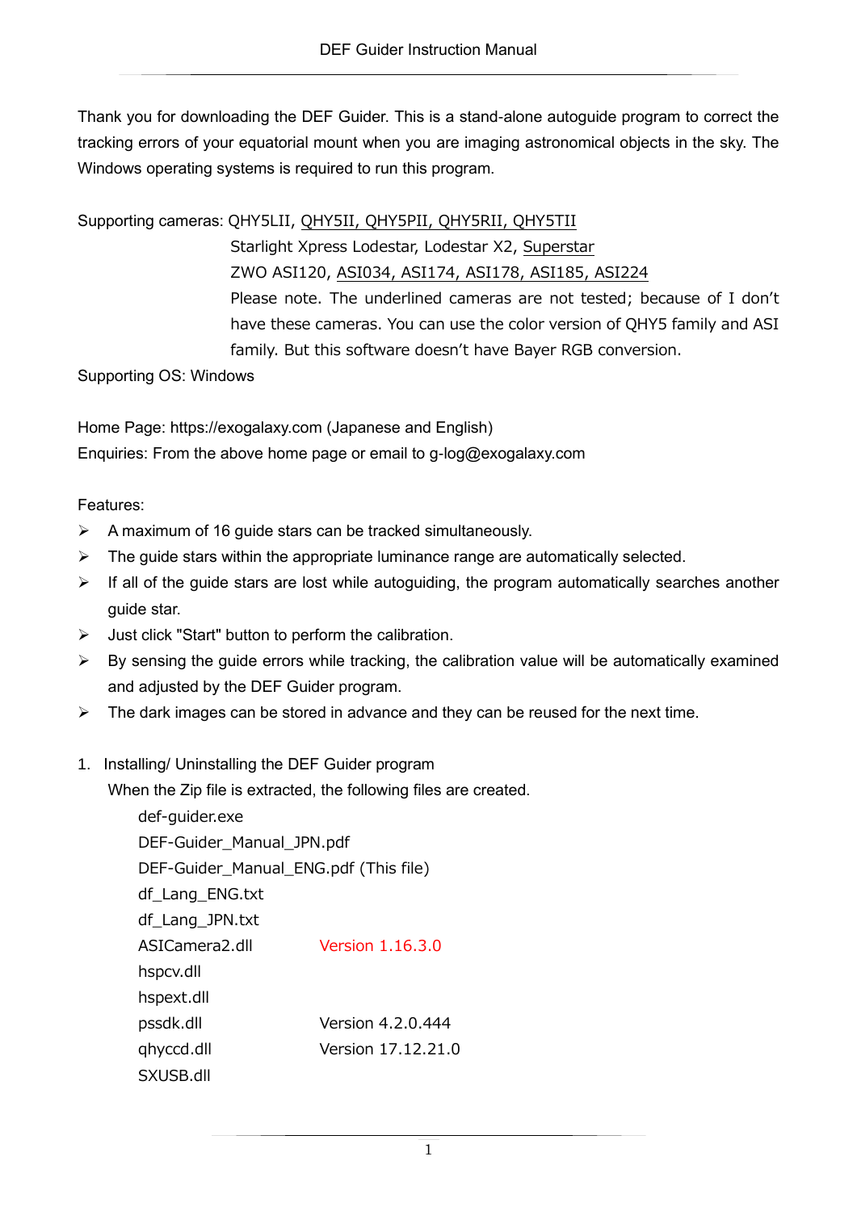Thank you for downloading the DEF Guider. This is a stand-alone autoguide program to correct the tracking errors of your equatorial mount when you are imaging astronomical objects in the sky. The Windows operating systems is required to run this program.

Supporting cameras: QHY5LII, QHY5II, QHY5PII, QHY5RII, QHY5TII
Starlight Xpress Lodestar, Lodestar X2, Superstar
ZWO ASI120, ASI034, ASI174, ASI178, ASI185, ASI224
Please note. The underlined cameras are not tested; because of I don't have these cameras. You can use the color version of QHY5 family and ASI family. But this software doesn't have Bayer RGB conversion.

Supporting OS: Windows

Home Page: https://exogalaxy.com (Japanese and English)
Enquiries: From the above home page or email to g-log@exogalaxy.com

Features:

- A maximum of 16 guide stars can be tracked simultaneously.
- The guide stars within the appropriate luminance range are automatically selected.
- If all of the guide stars are lost while autoguiding, the program automatically searches another guide star.
- Just click "Start" button to perform the calibration.
- By sensing the guide errors while tracking, the calibration value will be automatically examined and adjusted by the DEF Guider program.
- The dark images can be stored in advance and they can be reused for the next time.

1. Installing/ Uninstalling the DEF Guider program

   When the Zip file is extracted, the following files are created.

   def-guider.exe
   DEF-Guider_Manual_JPN.pdf
   DEF-Guider_Manual_ENG.pdf (This file)
   df_Lang_ENG.txt
   df_Lang_JPN.txt
   ASICamera2.dll Version 1.16.3.0
   hspcv.dll
   hspext.dll
   pssdk.dll Version 4.2.0.444
   qhyccd.dll Version 17.12.21.0
   SXUSB.dll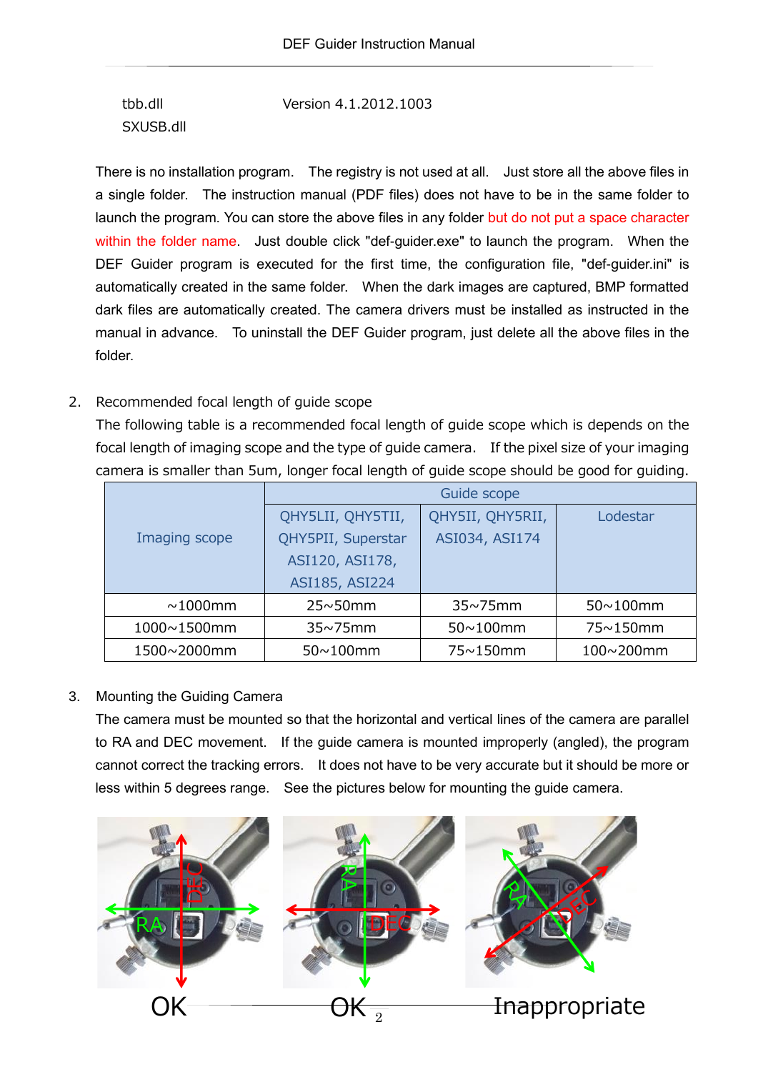tbb.dll		Version 4.1.2012.1003
SXUSB.dll

There is no installation program.  The registry is not used at all.  Just store all the above files in a single folder.  The instruction manual (PDF files) does not have to be in the same folder to launch the program. You can store the above files in any folder but do not put a space character within the folder name.  Just double click "def-guider.exe" to launch the program.  When the DEF Guider program is executed for the first time, the configuration file, "def-guider.ini" is automatically created in the same folder.  When the dark images are captured, BMP formatted dark files are automatically created. The camera drivers must be installed as instructed in the manual in advance.  To uninstall the DEF Guider program, just delete all the above files in the folder.

2. Recommended focal length of guide scope

The following table is a recommended focal length of guide scope which is depends on the focal length of imaging scope and the type of guide camera.  If the pixel size of your imaging camera is smaller than 5um, longer focal length of guide scope should be good for guiding.

| Imaging scope | Guide scope | | |
|---|---|---|---|
| | QHY5LII, QHY5TII, QHY5PII, Superstar ASI120, ASI178, ASI185, ASI224 | QHY5II, QHY5RII, ASI034, ASI174 | Lodestar |
| ~1000mm | 25~50mm | 35~75mm | 50~100mm |
| 1000~1500mm | 35~75mm | 50~100mm | 75~150mm |
| 1500~2000mm | 50~100mm | 75~150mm | 100~200mm |

3. Mounting the Guiding Camera

The camera must be mounted so that the horizontal and vertical lines of the camera are parallel to RA and DEC movement.  If the guide camera is mounted improperly (angled), the program cannot correct the tracking errors.  It does not have to be very accurate but it should be more or less within 5 degrees range.  See the pictures below for mounting the guide camera.

OK		OK		Inappropriate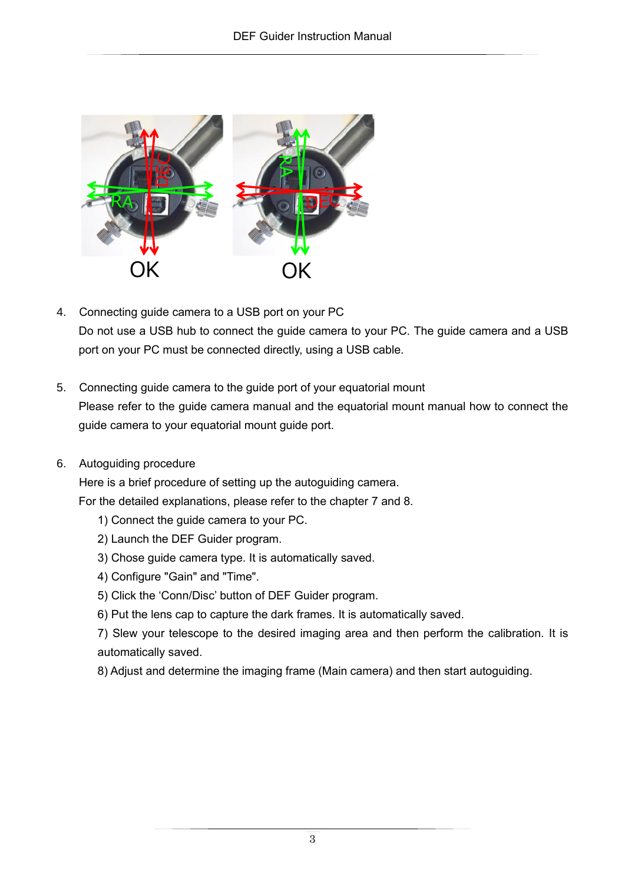OK OK

4. Connecting guide camera to a USB port on your PC
   Do not use a USB hub to connect the guide camera to your PC. The guide camera and a USB port on your PC must be connected directly, using a USB cable.

5. Connecting guide camera to the guide port of your equatorial mount
   Please refer to the guide camera manual and the equatorial mount manual how to connect the guide camera to your equatorial mount guide port.

6. Autoguiding procedure
   Here is a brief procedure of setting up the autoguiding camera.
   For the detailed explanations, please refer to the chapter 7 and 8.
   1) Connect the guide camera to your PC.
   2) Launch the DEF Guider program.
   3) Chose guide camera type. It is automatically saved.
   4) Configure "Gain" and "Time".
   5) Click the 'Conn/Disc' button of DEF Guider program.
   6) Put the lens cap to capture the dark frames. It is automatically saved.
   7) Slew your telescope to the desired imaging area and then perform the calibration. It is automatically saved.
   8) Adjust and determine the imaging frame (Main camera) and then start autoguiding.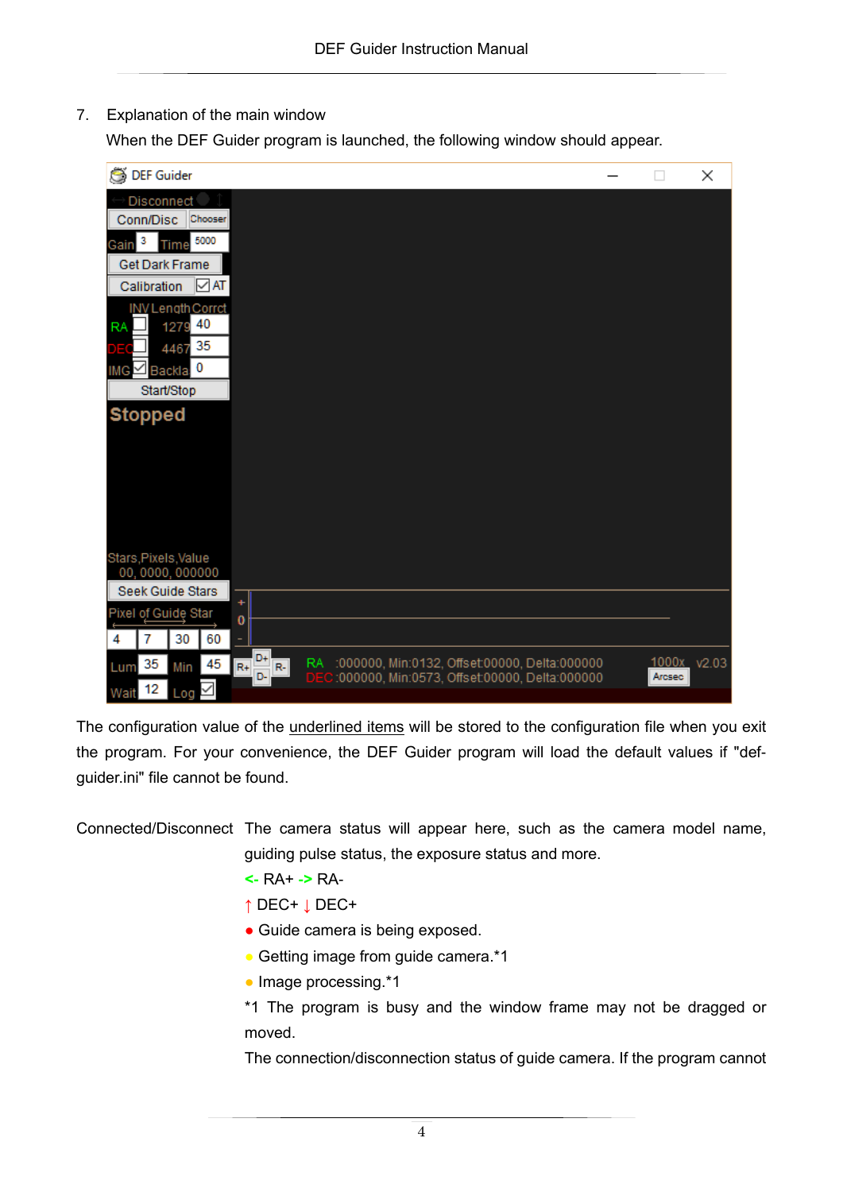7. Explanation of the main window

When the DEF Guider program is launched, the following window should appear.

The configuration value of the underlined items will be stored to the configuration file when you exit the program. For your convenience, the DEF Guider program will load the default values if "def-guider.ini" file cannot be found.

Connected/Disconnect The camera status will appear here, such as the camera model name, guiding pulse status, the exposure status and more.

<- RA+ -> RA-

↑ DEC+ ↓ DEC+

● Guide camera is being exposed.

● Getting image from guide camera.*1

● Image processing.*1

*1 The program is busy and the window frame may not be dragged or moved.

The connection/disconnection status of guide camera. If the program cannot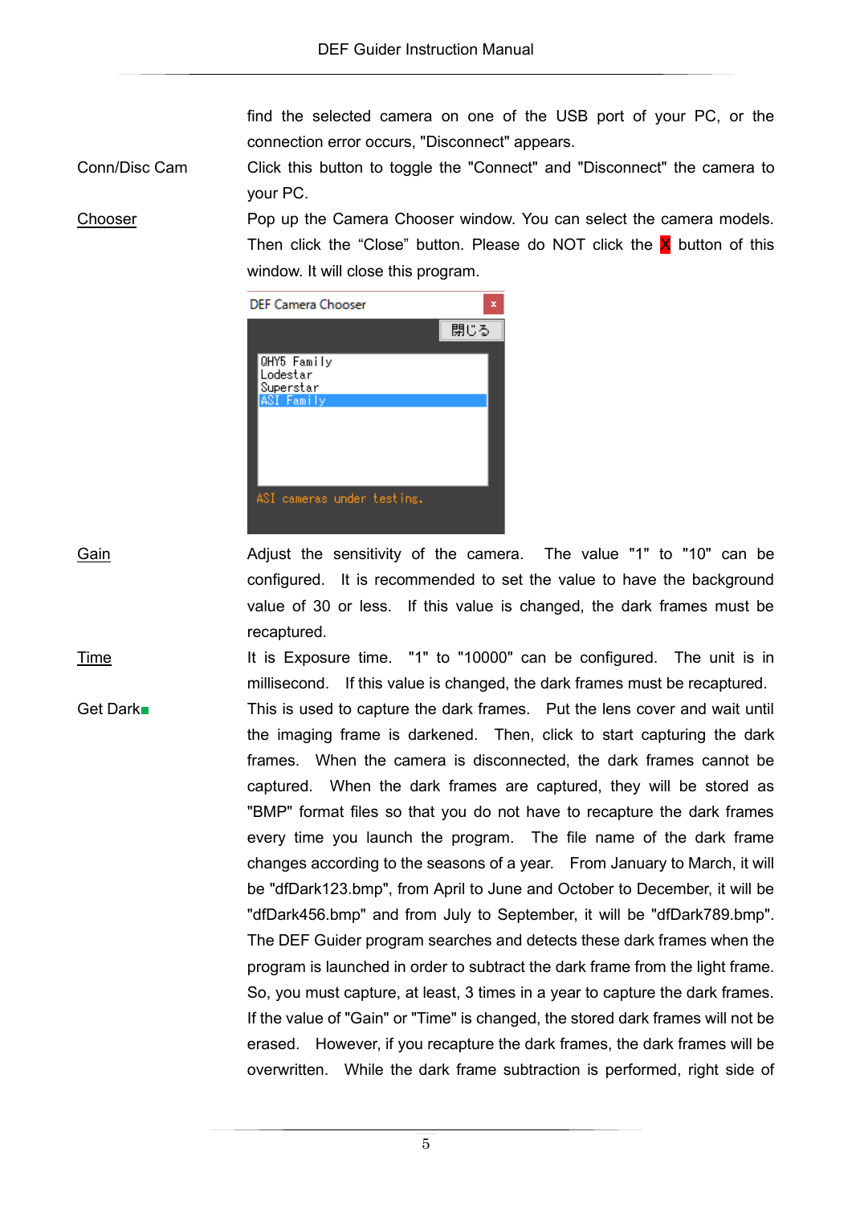find the selected camera on one of the USB port of your PC, or the connection error occurs, "Disconnect" appears.

Conn/Disc Cam — Click this button to toggle the "Connect" and "Disconnect" the camera to your PC.

Chooser — Pop up the Camera Chooser window. You can select the camera models. Then click the “Close” button. Please do NOT click the X button of this window. It will close this program.

Gain — Adjust the sensitivity of the camera. The value "1" to "10" can be configured. It is recommended to set the value to have the background value of 30 or less. If this value is changed, the dark frames must be recaptured.

Time — It is Exposure time. "1" to "10000" can be configured. The unit is in millisecond. If this value is changed, the dark frames must be recaptured.

Get Dark■ — This is used to capture the dark frames. Put the lens cover and wait until the imaging frame is darkened. Then, click to start capturing the dark frames. When the camera is disconnected, the dark frames cannot be captured. When the dark frames are captured, they will be stored as "BMP" format files so that you do not have to recapture the dark frames every time you launch the program. The file name of the dark frame changes according to the seasons of a year. From January to March, it will be "dfDark123.bmp", from April to June and October to December, it will be "dfDark456.bmp" and from July to September, it will be "dfDark789.bmp". The DEF Guider program searches and detects these dark frames when the program is launched in order to subtract the dark frame from the light frame. So, you must capture, at least, 3 times in a year to capture the dark frames. If the value of "Gain" or "Time" is changed, the stored dark frames will not be erased. However, if you recapture the dark frames, the dark frames will be overwritten. While the dark frame subtraction is performed, right side of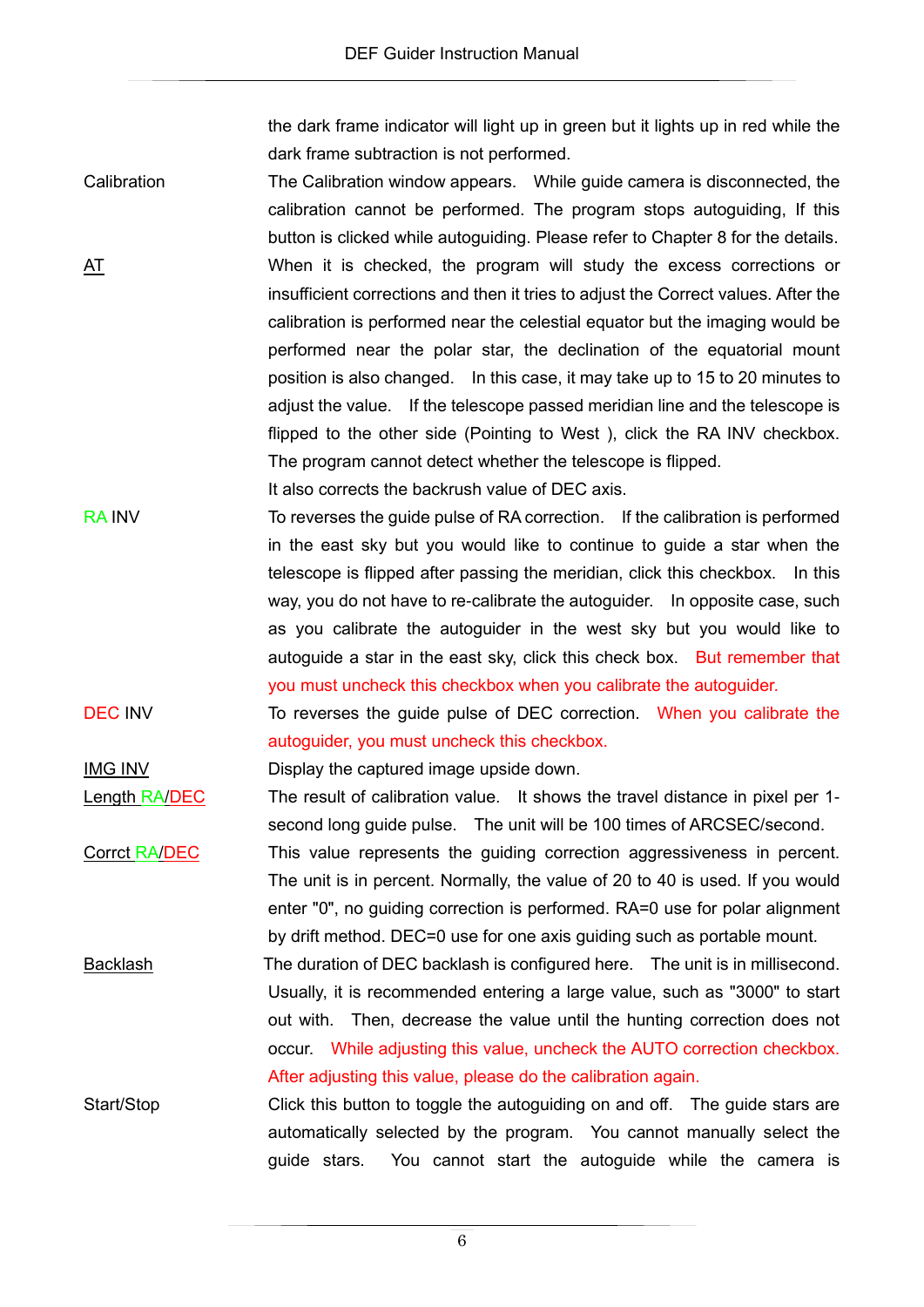the dark frame indicator will light up in green but it lights up in red while the dark frame subtraction is not performed.

Calibration — The Calibration window appears. While guide camera is disconnected, the calibration cannot be performed. The program stops autoguiding, If this button is clicked while autoguiding. Please refer to Chapter 8 for the details.

AT — When it is checked, the program will study the excess corrections or insufficient corrections and then it tries to adjust the Correct values. After the calibration is performed near the celestial equator but the imaging would be performed near the polar star, the declination of the equatorial mount position is also changed. In this case, it may take up to 15 to 20 minutes to adjust the value. If the telescope passed meridian line and the telescope is flipped to the other side (Pointing to West ), click the RA INV checkbox. The program cannot detect whether the telescope is flipped.
It also corrects the backrush value of DEC axis.

RA INV — To reverses the guide pulse of RA correction. If the calibration is performed in the east sky but you would like to continue to guide a star when the telescope is flipped after passing the meridian, click this checkbox. In this way, you do not have to re-calibrate the autoguider. In opposite case, such as you calibrate the autoguider in the west sky but you would like to autoguide a star in the east sky, click this check box. But remember that you must uncheck this checkbox when you calibrate the autoguider.

DEC INV — To reverses the guide pulse of DEC correction. When you calibrate the autoguider, you must uncheck this checkbox.

IMG INV — Display the captured image upside down.

Length RA/DEC — The result of calibration value. It shows the travel distance in pixel per 1-second long guide pulse. The unit will be 100 times of ARCSEC/second.

Corrct RA/DEC — This value represents the guiding correction aggressiveness in percent. The unit is in percent. Normally, the value of 20 to 40 is used. If you would enter "0", no guiding correction is performed. RA=0 use for polar alignment by drift method. DEC=0 use for one axis guiding such as portable mount.

Backlash — The duration of DEC backlash is configured here. The unit is in millisecond. Usually, it is recommended entering a large value, such as "3000" to start out with. Then, decrease the value until the hunting correction does not occur. While adjusting this value, uncheck the AUTO correction checkbox. After adjusting this value, please do the calibration again.

Start/Stop — Click this button to toggle the autoguiding on and off. The guide stars are automatically selected by the program. You cannot manually select the guide stars. You cannot start the autoguide while the camera is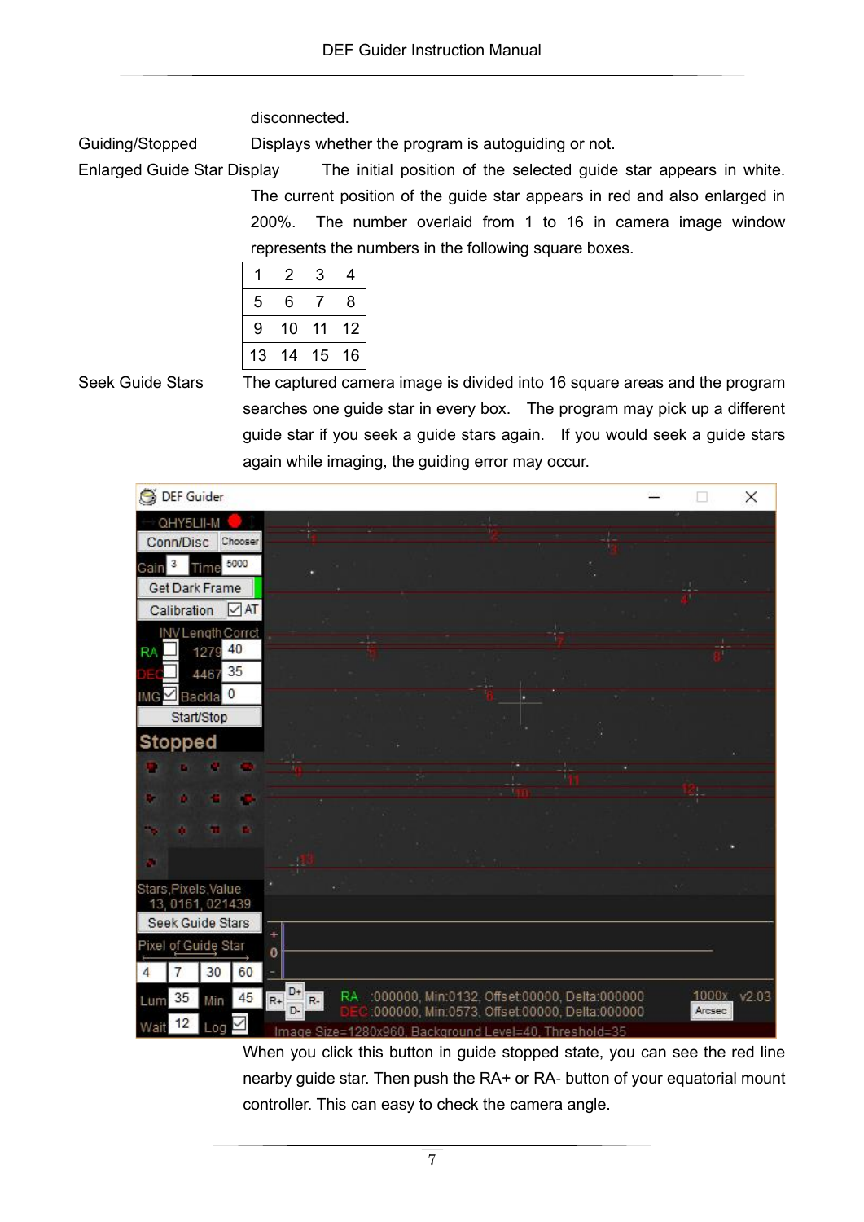disconnected.

Guiding/Stopped Displays whether the program is autoguiding or not.

Enlarged Guide Star Display The initial position of the selected guide star appears in white. The current position of the guide star appears in red and also enlarged in 200%. The number overlaid from 1 to 16 in camera image window represents the numbers in the following square boxes.

| 1 | 2 | 3 | 4 |
|---|---|---|---|
| 5 | 6 | 7 | 8 |
| 9 | 10 | 11 | 12 |
| 13 | 14 | 15 | 16 |

Seek Guide Stars The captured camera image is divided into 16 square areas and the program searches one guide star in every box. The program may pick up a different guide star if you seek a guide stars again. If you would seek a guide stars again while imaging, the guiding error may occur.

When you click this button in guide stopped state, you can see the red line nearby guide star. Then push the RA+ or RA- button of your equatorial mount controller. This can easy to check the camera angle.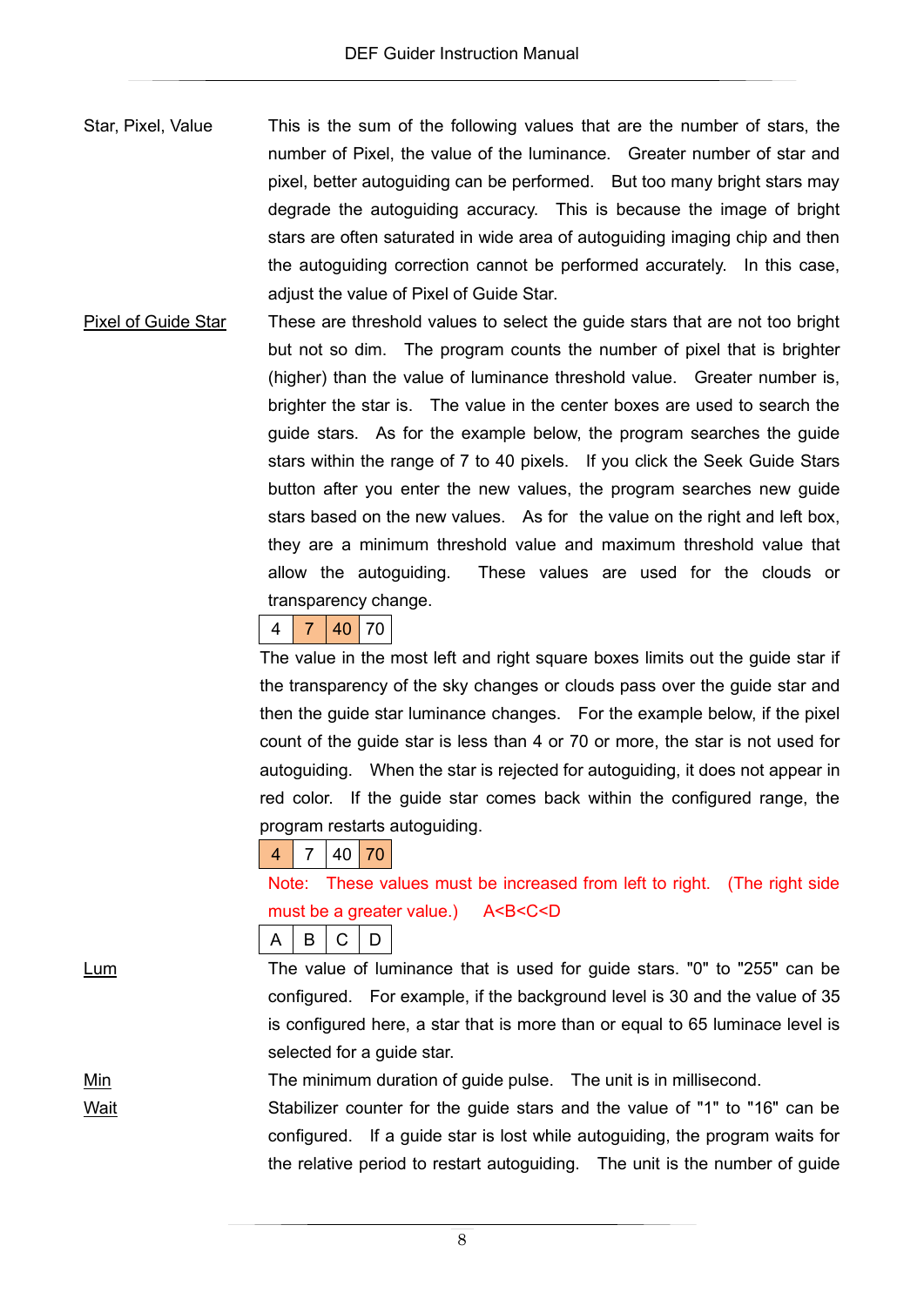**Star, Pixel, Value** This is the sum of the following values that are the number of stars, the number of Pixel, the value of the luminance. Greater number of star and pixel, better autoguiding can be performed. But too many bright stars may degrade the autoguiding accuracy. This is because the image of bright stars are often saturated in wide area of autoguiding imaging chip and then the autoguiding correction cannot be performed accurately. In this case, adjust the value of Pixel of Guide Star.

<u>Pixel of Guide Star</u> These are threshold values to select the guide stars that are not too bright but not so dim. The program counts the number of pixel that is brighter (higher) than the value of luminance threshold value. Greater number is, brighter the star is. The value in the center boxes are used to search the guide stars. As for the example below, the program searches the guide stars within the range of 7 to 40 pixels. If you click the Seek Guide Stars button after you enter the new values, the program searches new guide stars based on the new values. As for the value on the right and left box, they are a minimum threshold value and maximum threshold value that allow the autoguiding. These values are used for the clouds or transparency change.

| 4 | 7 | 40 | 70 |
|---|---|---|---|

The value in the most left and right square boxes limits out the guide star if the transparency of the sky changes or clouds pass over the guide star and then the guide star luminance changes. For the example below, if the pixel count of the guide star is less than 4 or 70 or more, the star is not used for autoguiding. When the star is rejected for autoguiding, it does not appear in red color. If the guide star comes back within the configured range, the program restarts autoguiding.

| 4 | 7 | 40 | 70 |
|---|---|---|---|

Note: These values must be increased from left to right. (The right side must be a greater value.) A<B<C<D

| A | B | C | D |
|---|---|---|---|

<u>Lum</u> The value of luminance that is used for guide stars. "0" to "255" can be configured. For example, if the background level is 30 and the value of 35 is configured here, a star that is more than or equal to 65 luminace level is selected for a guide star.

<u>Min</u> The minimum duration of guide pulse. The unit is in millisecond.

<u>Wait</u> Stabilizer counter for the guide stars and the value of "1" to "16" can be configured. If a guide star is lost while autoguiding, the program waits for the relative period to restart autoguiding. The unit is the number of guide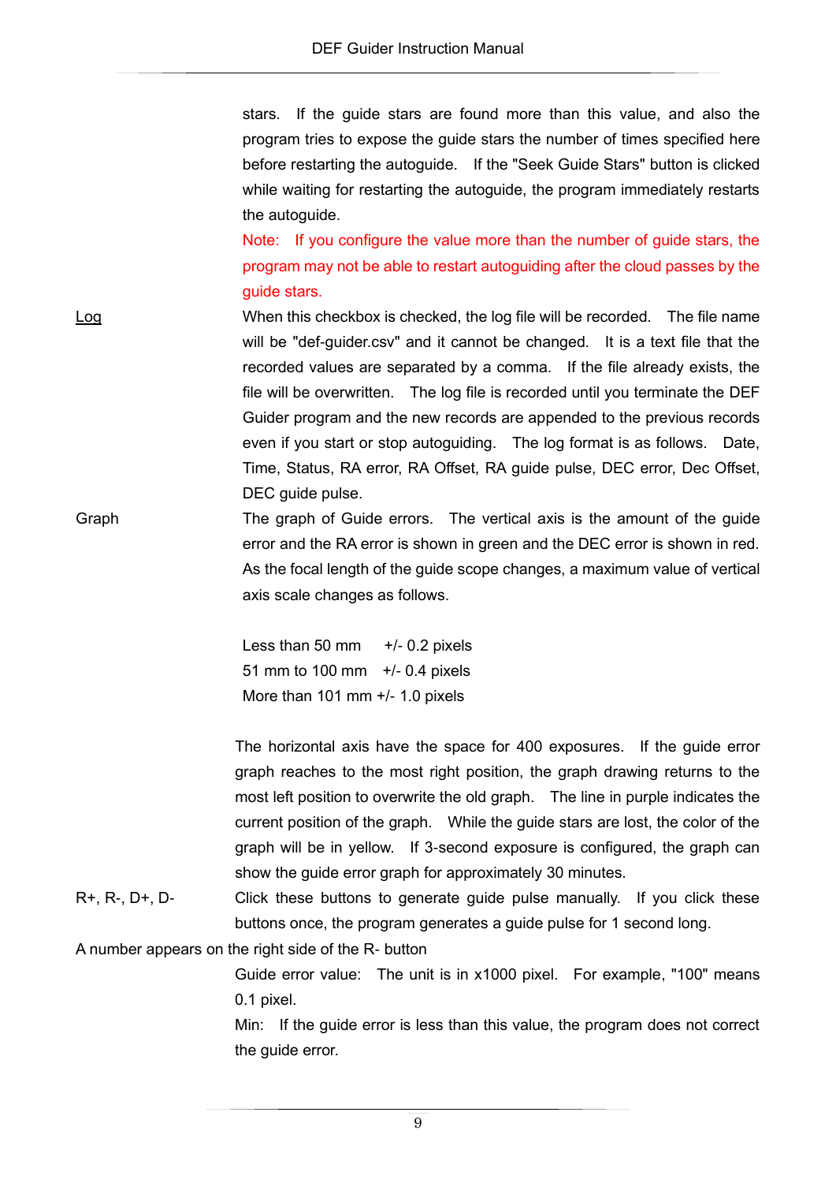stars. If the guide stars are found more than this value, and also the program tries to expose the guide stars the number of times specified here before restarting the autoguide. If the "Seek Guide Stars" button is clicked while waiting for restarting the autoguide, the program immediately restarts the autoguide.

Note: If you configure the value more than the number of guide stars, the program may not be able to restart autoguiding after the cloud passes by the guide stars.

Log — When this checkbox is checked, the log file will be recorded. The file name will be "def-guider.csv" and it cannot be changed. It is a text file that the recorded values are separated by a comma. If the file already exists, the file will be overwritten. The log file is recorded until you terminate the DEF Guider program and the new records are appended to the previous records even if you start or stop autoguiding. The log format is as follows. Date, Time, Status, RA error, RA Offset, RA guide pulse, DEC error, Dec Offset, DEC guide pulse.

Graph — The graph of Guide errors. The vertical axis is the amount of the guide error and the RA error is shown in green and the DEC error is shown in red. As the focal length of the guide scope changes, a maximum value of vertical axis scale changes as follows.

Less than 50 mm +/- 0.2 pixels
51 mm to 100 mm +/- 0.4 pixels
More than 101 mm +/- 1.0 pixels

The horizontal axis have the space for 400 exposures. If the guide error graph reaches to the most right position, the graph drawing returns to the most left position to overwrite the old graph. The line in purple indicates the current position of the graph. While the guide stars are lost, the color of the graph will be in yellow. If 3-second exposure is configured, the graph can show the guide error graph for approximately 30 minutes.

R+, R-, D+, D- — Click these buttons to generate guide pulse manually. If you click these buttons once, the program generates a guide pulse for 1 second long.

A number appears on the right side of the R- button

Guide error value: The unit is in x1000 pixel. For example, "100" means 0.1 pixel.

Min: If the guide error is less than this value, the program does not correct the guide error.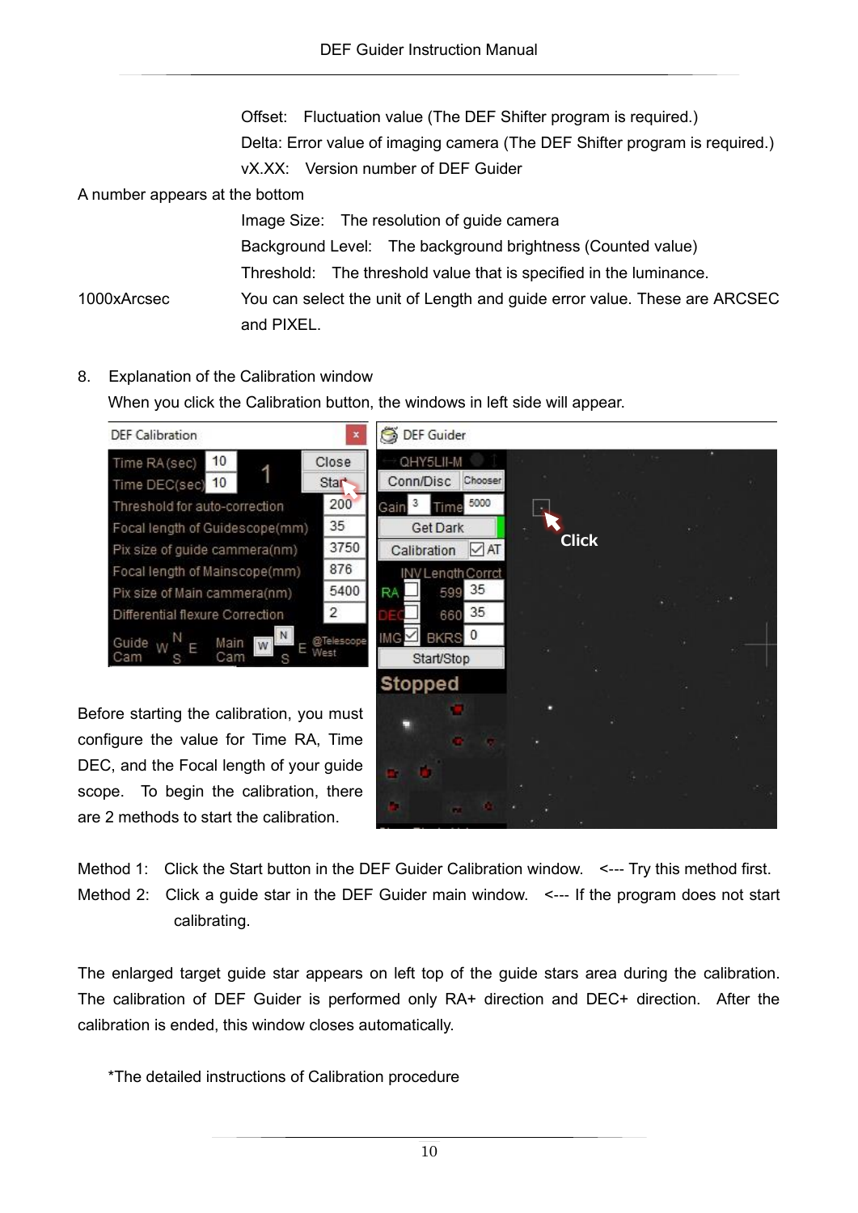Offset: Fluctuation value (The DEF Shifter program is required.)

Delta: Error value of imaging camera (The DEF Shifter program is required.)

vX.XX: Version number of DEF Guider

A number appears at the bottom

Image Size: The resolution of guide camera

Background Level: The background brightness (Counted value)

Threshold: The threshold value that is specified in the luminance.

1000xArcsec You can select the unit of Length and guide error value. These are ARCSEC and PIXEL.

8. Explanation of the Calibration window

When you click the Calibration button, the windows in left side will appear.

Before starting the calibration, you must configure the value for Time RA, Time DEC, and the Focal length of your guide scope. To begin the calibration, there are 2 methods to start the calibration.

Method 1: Click the Start button in the DEF Guider Calibration window. <--- Try this method first.

Method 2: Click a guide star in the DEF Guider main window. <--- If the program does not start calibrating.

The enlarged target guide star appears on left top of the guide stars area during the calibration. The calibration of DEF Guider is performed only RA+ direction and DEC+ direction. After the calibration is ended, this window closes automatically.

*The detailed instructions of Calibration procedure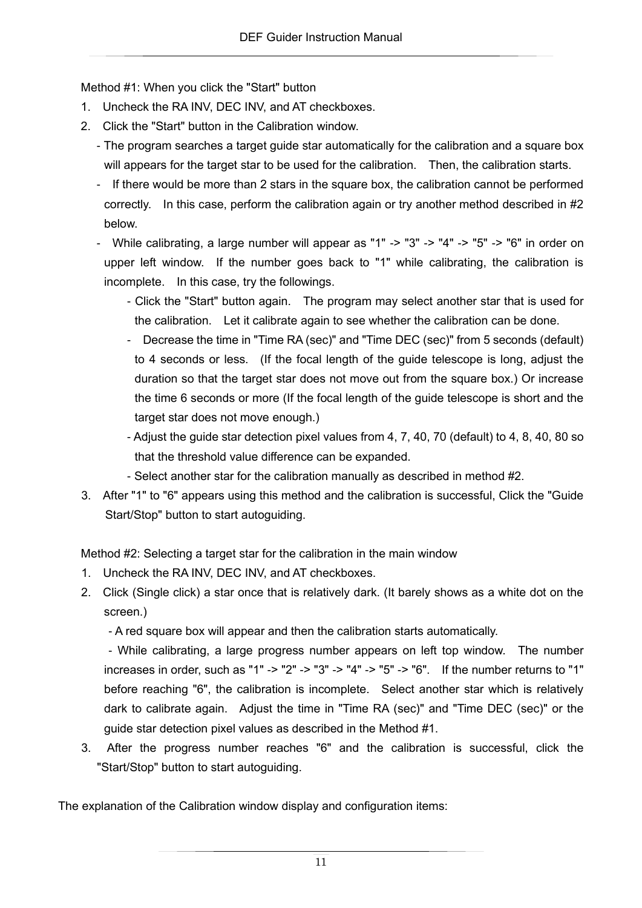Method #1: When you click the "Start" button

1. Uncheck the RA INV, DEC INV, and AT checkboxes.
2. Click the "Start" button in the Calibration window.
   - The program searches a target guide star automatically for the calibration and a square box will appears for the target star to be used for the calibration. Then, the calibration starts.
   - If there would be more than 2 stars in the square box, the calibration cannot be performed correctly. In this case, perform the calibration again or try another method described in #2 below.
   - While calibrating, a large number will appear as "1" -> "3" -> "4" -> "5" -> "6" in order on upper left window. If the number goes back to "1" while calibrating, the calibration is incomplete. In this case, try the followings.
     - Click the "Start" button again. The program may select another star that is used for the calibration. Let it calibrate again to see whether the calibration can be done.
     - Decrease the time in "Time RA (sec)" and "Time DEC (sec)" from 5 seconds (default) to 4 seconds or less. (If the focal length of the guide telescope is long, adjust the duration so that the target star does not move out from the square box.) Or increase the time 6 seconds or more (If the focal length of the guide telescope is short and the target star does not move enough.)
     - Adjust the guide star detection pixel values from 4, 7, 40, 70 (default) to 4, 8, 40, 80 so that the threshold value difference can be expanded.
     - Select another star for the calibration manually as described in method #2.
3. After "1" to "6" appears using this method and the calibration is successful, Click the "Guide Start/Stop" button to start autoguiding.

Method #2: Selecting a target star for the calibration in the main window

1. Uncheck the RA INV, DEC INV, and AT checkboxes.
2. Click (Single click) a star once that is relatively dark. (It barely shows as a white dot on the screen.)
   - A red square box will appear and then the calibration starts automatically.
   - While calibrating, a large progress number appears on left top window. The number increases in order, such as "1" -> "2" -> "3" -> "4" -> "5" -> "6". If the number returns to "1" before reaching "6", the calibration is incomplete. Select another star which is relatively dark to calibrate again. Adjust the time in "Time RA (sec)" and "Time DEC (sec)" or the guide star detection pixel values as described in the Method #1.
3. After the progress number reaches "6" and the calibration is successful, click the "Start/Stop" button to start autoguiding.

The explanation of the Calibration window display and configuration items: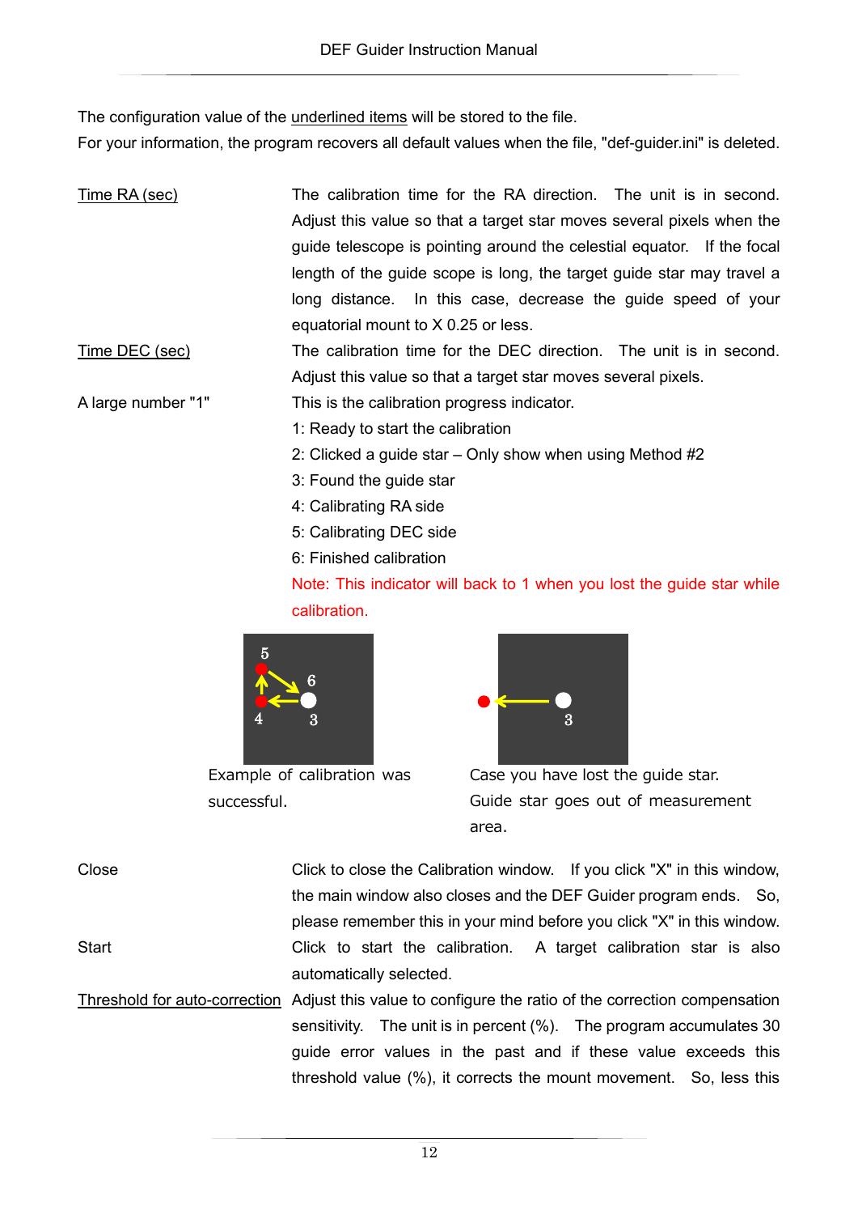The configuration value of the underlined items will be stored to the file.
For your information, the program recovers all default values when the file, "def-guider.ini" is deleted.

| | |
|---|---|
| Time RA (sec) | The calibration time for the RA direction. The unit is in second. Adjust this value so that a target star moves several pixels when the guide telescope is pointing around the celestial equator. If the focal length of the guide scope is long, the target guide star may travel a long distance. In this case, decrease the guide speed of your equatorial mount to X 0.25 or less. |
| Time DEC (sec) | The calibration time for the DEC direction. The unit is in second. Adjust this value so that a target star moves several pixels. |
| A large number "1" | This is the calibration progress indicator.<br>1: Ready to start the calibration<br>2: Clicked a guide star – Only show when using Method #2<br>3: Found the guide star<br>4: Calibrating RA side<br>5: Calibrating DEC side<br>6: Finished calibration<br>Note: This indicator will back to 1 when you lost the guide star while calibration. |

Example of calibration was successful.

Case you have lost the guide star. Guide star goes out of measurement area.

| | |
|---|---|
| Close | Click to close the Calibration window. If you click "X" in this window, the main window also closes and the DEF Guider program ends. So, please remember this in your mind before you click "X" in this window. |
| Start | Click to start the calibration. A target calibration star is also automatically selected. |
| Threshold for auto-correction | Adjust this value to configure the ratio of the correction compensation sensitivity. The unit is in percent (%). The program accumulates 30 guide error values in the past and if these value exceeds this threshold value (%), it corrects the mount movement. So, less this |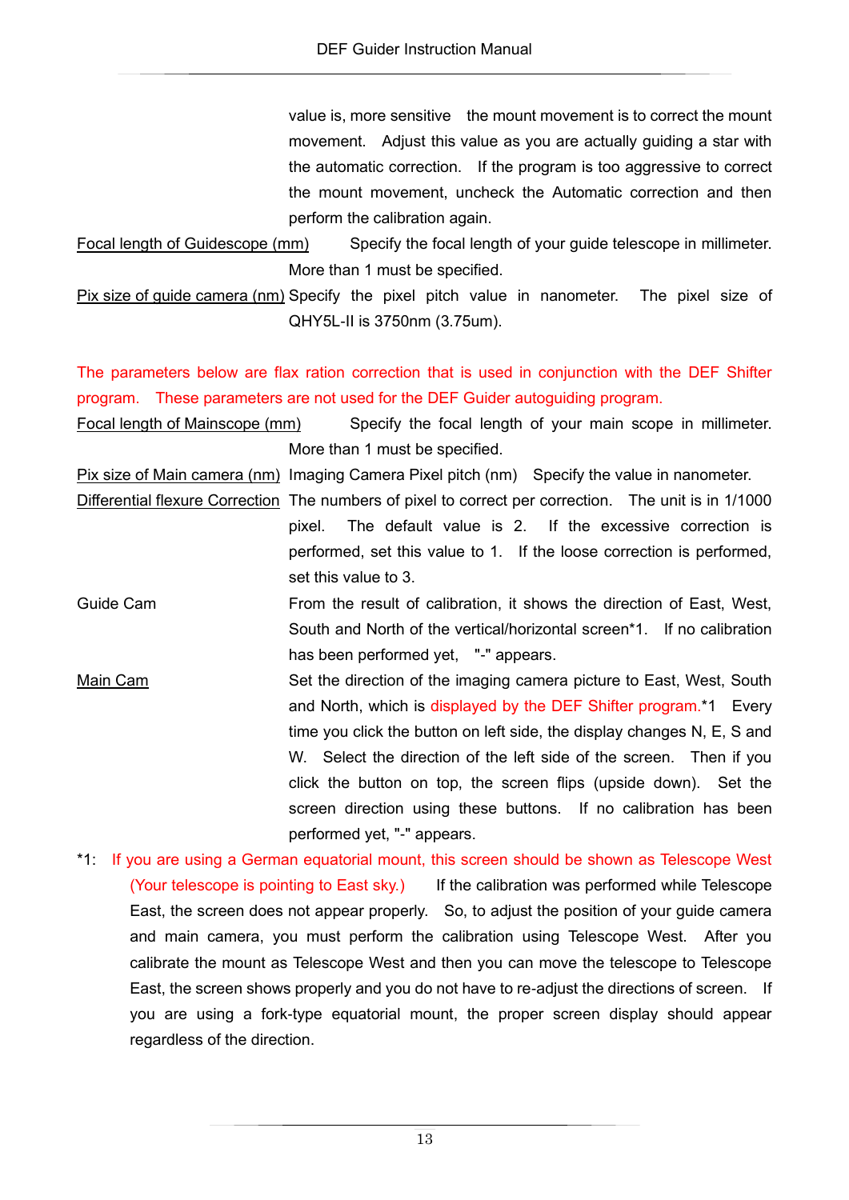value is, more sensitive the mount movement is to correct the mount movement. Adjust this value as you are actually guiding a star with the automatic correction. If the program is too aggressive to correct the mount movement, uncheck the Automatic correction and then perform the calibration again.

Focal length of Guidescope (mm) — Specify the focal length of your guide telescope in millimeter. More than 1 must be specified.

Pix size of guide camera (nm) — Specify the pixel pitch value in nanometer. The pixel size of QHY5L-II is 3750nm (3.75um).

The parameters below are flax ration correction that is used in conjunction with the DEF Shifter program. These parameters are not used for the DEF Guider autoguiding program.

Focal length of Mainscope (mm) — Specify the focal length of your main scope in millimeter. More than 1 must be specified.

Pix size of Main camera (nm) — Imaging Camera Pixel pitch (nm) Specify the value in nanometer.

Differential flexure Correction — The numbers of pixel to correct per correction. The unit is in 1/1000 pixel. The default value is 2. If the excessive correction is performed, set this value to 1. If the loose correction is performed, set this value to 3.

Guide Cam — From the result of calibration, it shows the direction of East, West, South and North of the vertical/horizontal screen*1. If no calibration has been performed yet, "-" appears.

Main Cam — Set the direction of the imaging camera picture to East, West, South and North, which is displayed by the DEF Shifter program.*1 Every time you click the button on left side, the display changes N, E, S and W. Select the direction of the left side of the screen. Then if you click the button on top, the screen flips (upside down). Set the screen direction using these buttons. If no calibration has been performed yet, "-" appears.

*1: If you are using a German equatorial mount, this screen should be shown as Telescope West (Your telescope is pointing to East sky.) If the calibration was performed while Telescope East, the screen does not appear properly. So, to adjust the position of your guide camera and main camera, you must perform the calibration using Telescope West. After you calibrate the mount as Telescope West and then you can move the telescope to Telescope East, the screen shows properly and you do not have to re-adjust the directions of screen. If you are using a fork-type equatorial mount, the proper screen display should appear regardless of the direction.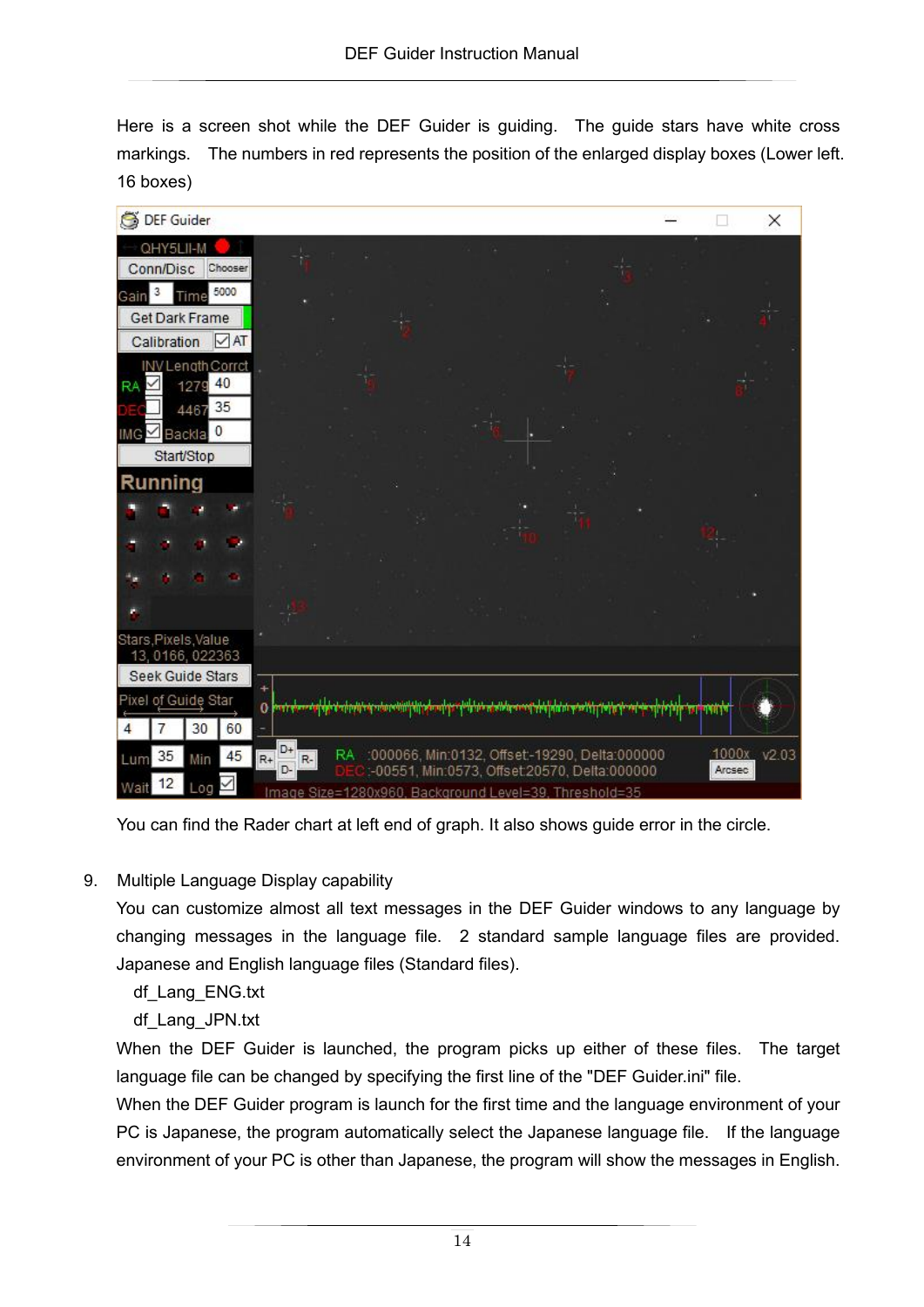Here is a screen shot while the DEF Guider is guiding. The guide stars have white cross markings. The numbers in red represents the position of the enlarged display boxes (Lower left. 16 boxes)

You can find the Rader chart at left end of graph. It also shows guide error in the circle.

9. Multiple Language Display capability

You can customize almost all text messages in the DEF Guider windows to any language by changing messages in the language file. 2 standard sample language files are provided. Japanese and English language files (Standard files).

df_Lang_ENG.txt

df_Lang_JPN.txt

When the DEF Guider is launched, the program picks up either of these files. The target language file can be changed by specifying the first line of the "DEF Guider.ini" file.

When the DEF Guider program is launch for the first time and the language environment of your PC is Japanese, the program automatically select the Japanese language file. If the language environment of your PC is other than Japanese, the program will show the messages in English.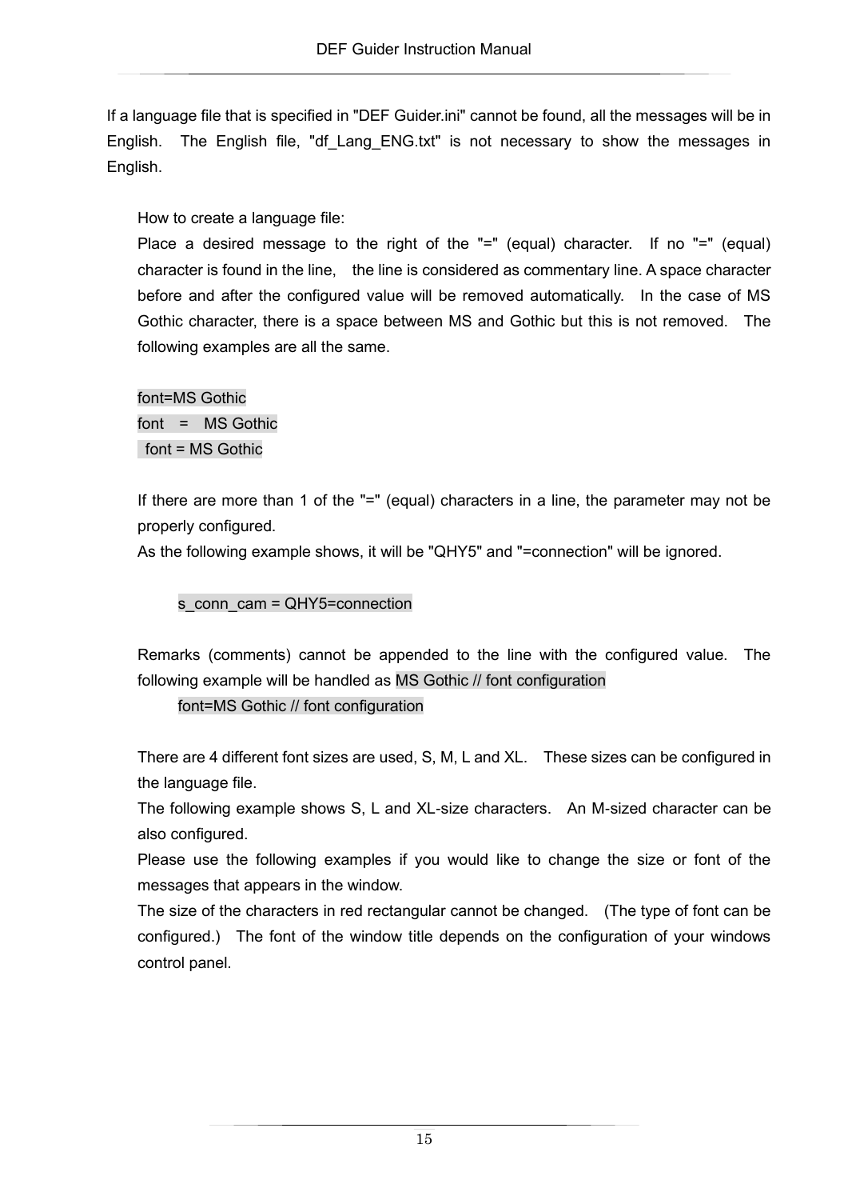If a language file that is specified in "DEF Guider.ini" cannot be found, all the messages will be in English. The English file, "df_Lang_ENG.txt" is not necessary to show the messages in English.

How to create a language file:
Place a desired message to the right of the "=" (equal) character. If no "=" (equal) character is found in the line, the line is considered as commentary line. A space character before and after the configured value will be removed automatically. In the case of MS Gothic character, there is a space between MS and Gothic but this is not removed. The following examples are all the same.

```
font=MS Gothic
font   =   MS Gothic
 font = MS Gothic
```

If there are more than 1 of the "=" (equal) characters in a line, the parameter may not be properly configured.
As the following example shows, it will be "QHY5" and "=connection" will be ignored.

```
s_conn_cam = QHY5=connection
```

Remarks (comments) cannot be appended to the line with the configured value. The following example will be handled as `MS Gothic // font configuration`

```
font=MS Gothic // font configuration
```

There are 4 different font sizes are used, S, M, L and XL. These sizes can be configured in the language file.
The following example shows S, L and XL-size characters. An M-sized character can be also configured.
Please use the following examples if you would like to change the size or font of the messages that appears in the window.
The size of the characters in red rectangular cannot be changed. (The type of font can be configured.) The font of the window title depends on the configuration of your windows control panel.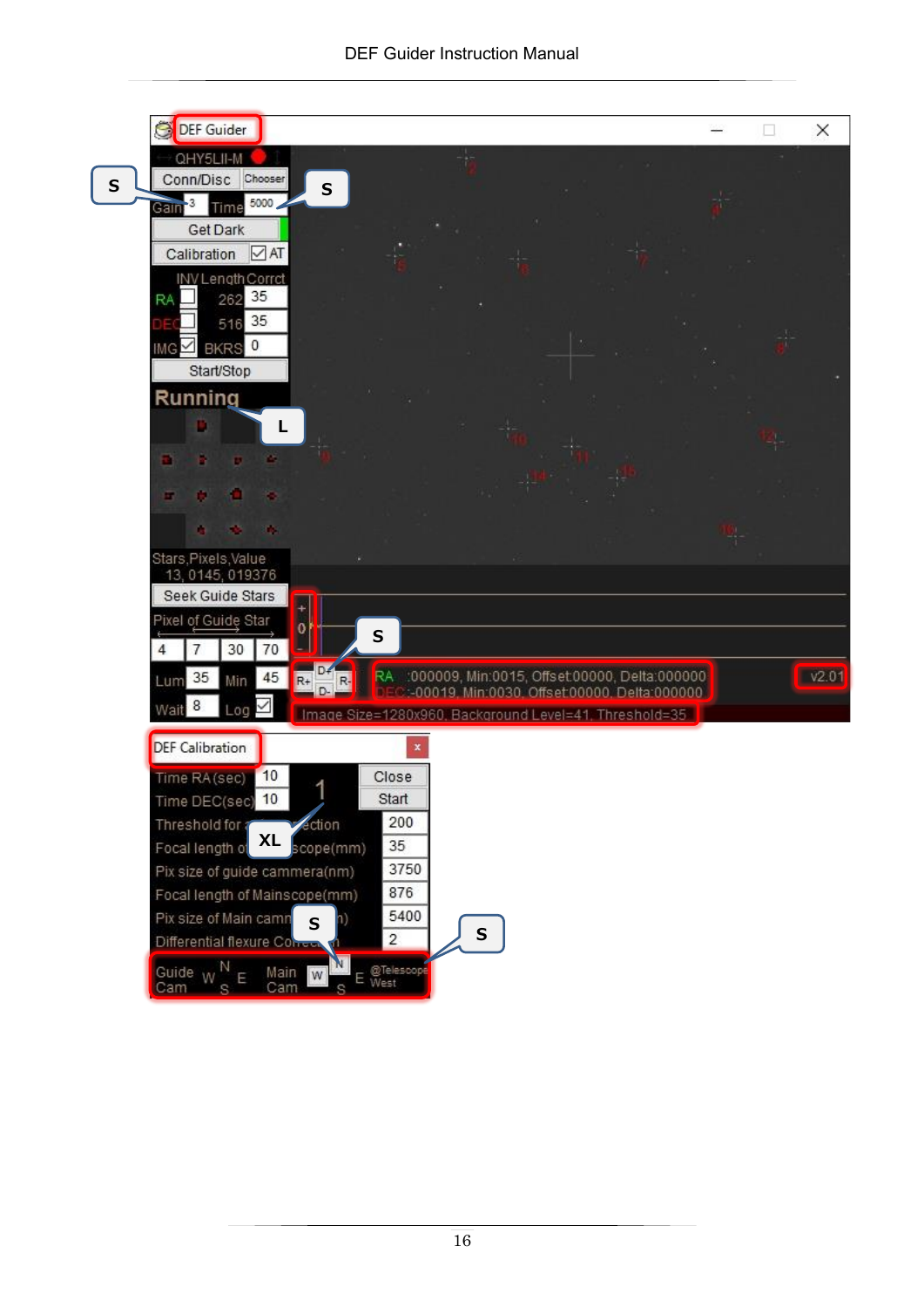DEF Guider

QHY5LII-M

Conn/Disc Chooser

Gain 3 Time 5000

Get Dark

Calibration ☑ AT

| | INV | Length | Corrct |
|---|---|---|---|
| RA | ☐ | 262 | 35 |
| DEC | ☐ | 516 | 35 |
| IMG | ☑ | BKRS | 0 |

Start/Stop

Running

Stars,Pixels,Value
13, 0145, 019376

Seek Guide Stars

Pixel of Guide Star

| 4 | 7 | 30 | 70 |
|---|---|---|---|

Lum 35 Min 45

Wait 8 Log ☑

R+ D+ D- R-

RA :000009, Min:0015, Offset:00000, Delta:000000
DEC:-00019, Min:0030, Offset:00000, Delta:000000

v2.01

Image Size=1280x960, Background Level=41, Threshold=35

S S L S XL S S

DEF Calibration

| | | |
|---|---|---|
| Time RA(sec) | 10 | Close |
| Time DEC(sec) | 10 | Start |
| Threshold for detection | | 200 |
| Focal length of Guidescope(mm) | | 35 |
| Pix size of guide cammera(nm) | | 3750 |
| Focal length of Mainscope(mm) | | 876 |
| Pix size of Main cammera(nm) | | 5400 |
| Differential flexure Correction | | 2 |

Guide Cam W N E S — Main Cam W N E S — @Telescope West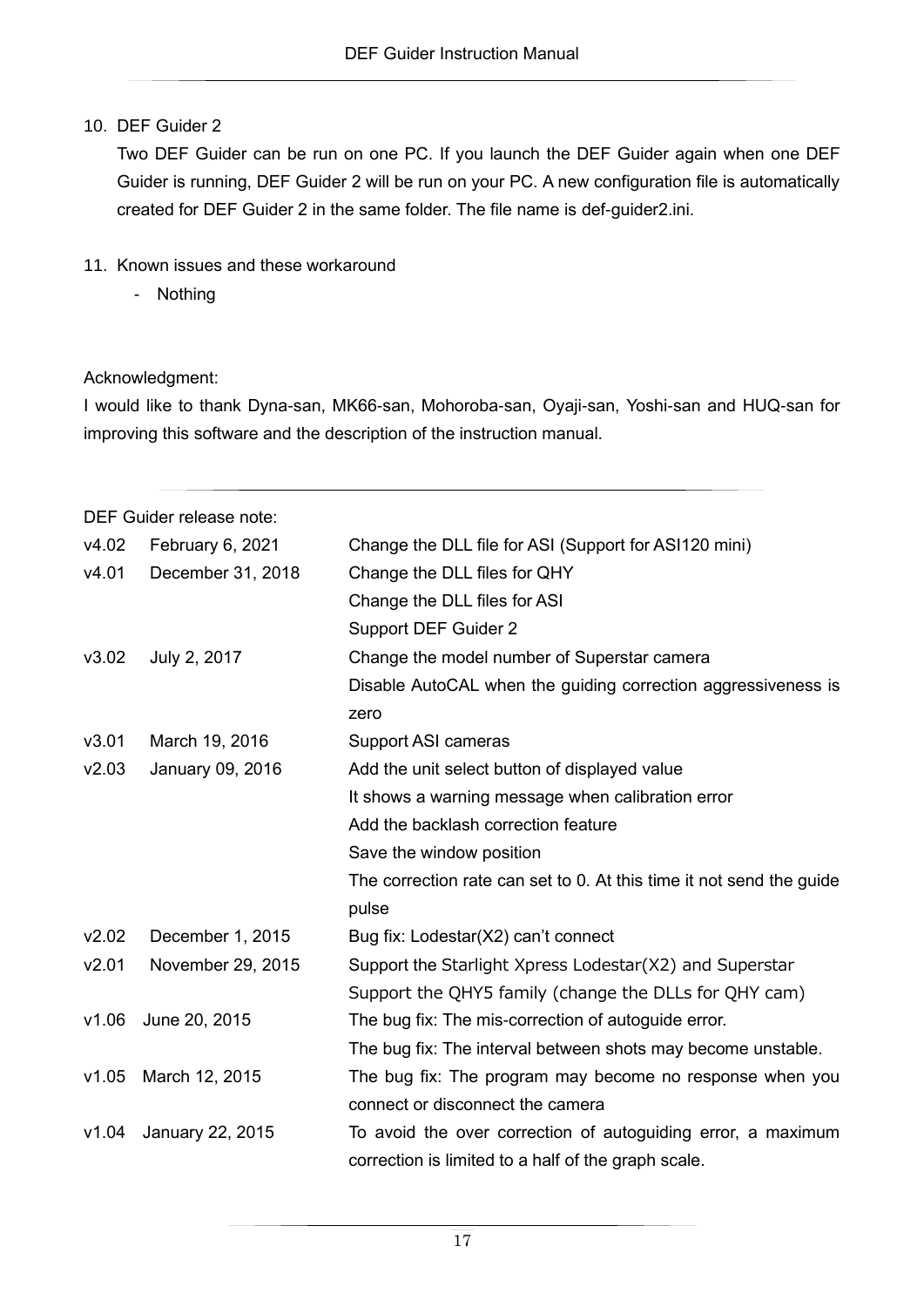10. DEF Guider 2

    Two DEF Guider can be run on one PC. If you launch the DEF Guider again when one DEF Guider is running, DEF Guider 2 will be run on your PC. A new configuration file is automatically created for DEF Guider 2 in the same folder. The file name is def-guider2.ini.

11. Known issues and these workaround
    - Nothing

Acknowledgment:

I would like to thank Dyna-san, MK66-san, Mohoroba-san, Oyaji-san, Yoshi-san and HUQ-san for improving this software and the description of the instruction manual.

DEF Guider release note:

| Version | Date | Notes |
|---|---|---|
| v4.02 | February 6, 2021 | Change the DLL file for ASI (Support for ASI120 mini) |
| v4.01 | December 31, 2018 | Change the DLL files for QHY |
| | | Change the DLL files for ASI |
| | | Support DEF Guider 2 |
| v3.02 | July 2, 2017 | Change the model number of Superstar camera |
| | | Disable AutoCAL when the guiding correction aggressiveness is zero |
| v3.01 | March 19, 2016 | Support ASI cameras |
| v2.03 | January 09, 2016 | Add the unit select button of displayed value |
| | | It shows a warning message when calibration error |
| | | Add the backlash correction feature |
| | | Save the window position |
| | | The correction rate can set to 0. At this time it not send the guide pulse |
| v2.02 | December 1, 2015 | Bug fix: Lodestar(X2) can't connect |
| v2.01 | November 29, 2015 | Support the Starlight Xpress Lodestar(X2) and Superstar |
| | | Support the QHY5 family (change the DLLs for QHY cam) |
| v1.06 | June 20, 2015 | The bug fix: The mis-correction of autoguide error. |
| | | The bug fix: The interval between shots may become unstable. |
| v1.05 | March 12, 2015 | The bug fix: The program may become no response when you connect or disconnect the camera |
| v1.04 | January 22, 2015 | To avoid the over correction of autoguiding error, a maximum correction is limited to a half of the graph scale. |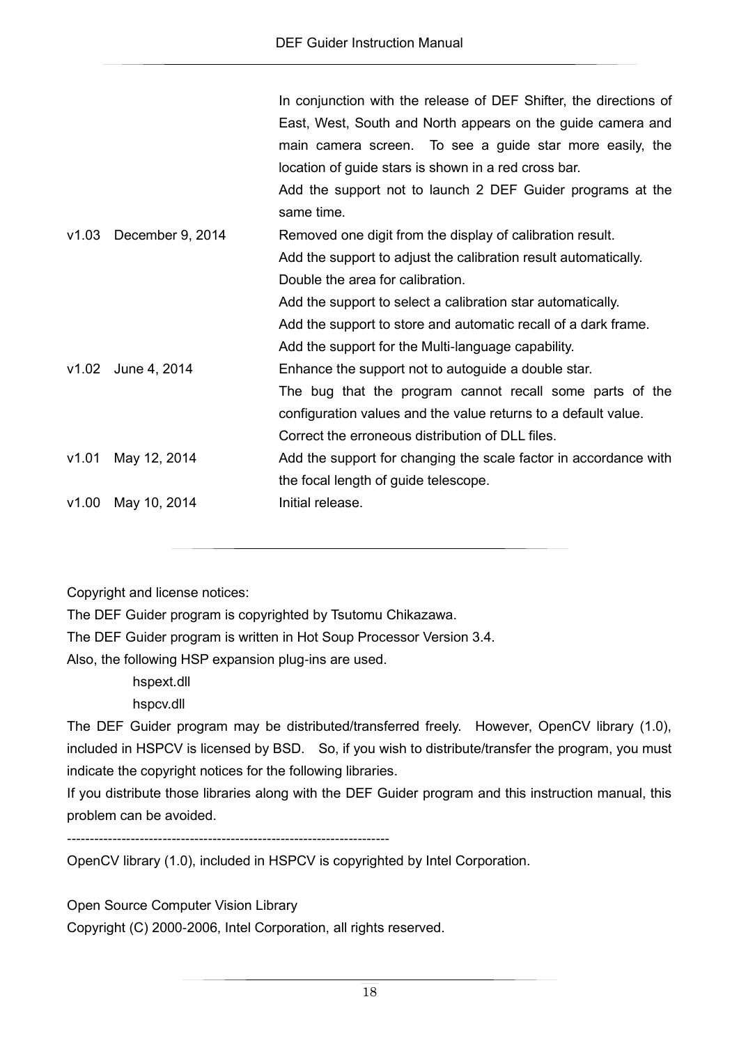| | | |
|---|---|---|
| | | In conjunction with the release of DEF Shifter, the directions of East, West, South and North appears on the guide camera and main camera screen. To see a guide star more easily, the location of guide stars is shown in a red cross bar. |
| | | Add the support not to launch 2 DEF Guider programs at the same time. |
| v1.03 | December 9, 2014 | Removed one digit from the display of calibration result. |
| | | Add the support to adjust the calibration result automatically. |
| | | Double the area for calibration. |
| | | Add the support to select a calibration star automatically. |
| | | Add the support to store and automatic recall of a dark frame. |
| | | Add the support for the Multi-language capability. |
| v1.02 | June 4, 2014 | Enhance the support not to autoguide a double star. |
| | | The bug that the program cannot recall some parts of the configuration values and the value returns to a default value. |
| | | Correct the erroneous distribution of DLL files. |
| v1.01 | May 12, 2014 | Add the support for changing the scale factor in accordance with the focal length of guide telescope. |
| v1.00 | May 10, 2014 | Initial release. |

Copyright and license notices:

The DEF Guider program is copyrighted by Tsutomu Chikazawa.

The DEF Guider program is written in Hot Soup Processor Version 3.4.

Also, the following HSP expansion plug-ins are used.

hspext.dll

hspcv.dll

The DEF Guider program may be distributed/transferred freely. However, OpenCV library (1.0), included in HSPCV is licensed by BSD. So, if you wish to distribute/transfer the program, you must indicate the copyright notices for the following libraries.

If you distribute those libraries along with the DEF Guider program and this instruction manual, this problem can be avoided.

-----------------------------------------------------------------------

OpenCV library (1.0), included in HSPCV is copyrighted by Intel Corporation.

Open Source Computer Vision Library

Copyright (C) 2000-2006, Intel Corporation, all rights reserved.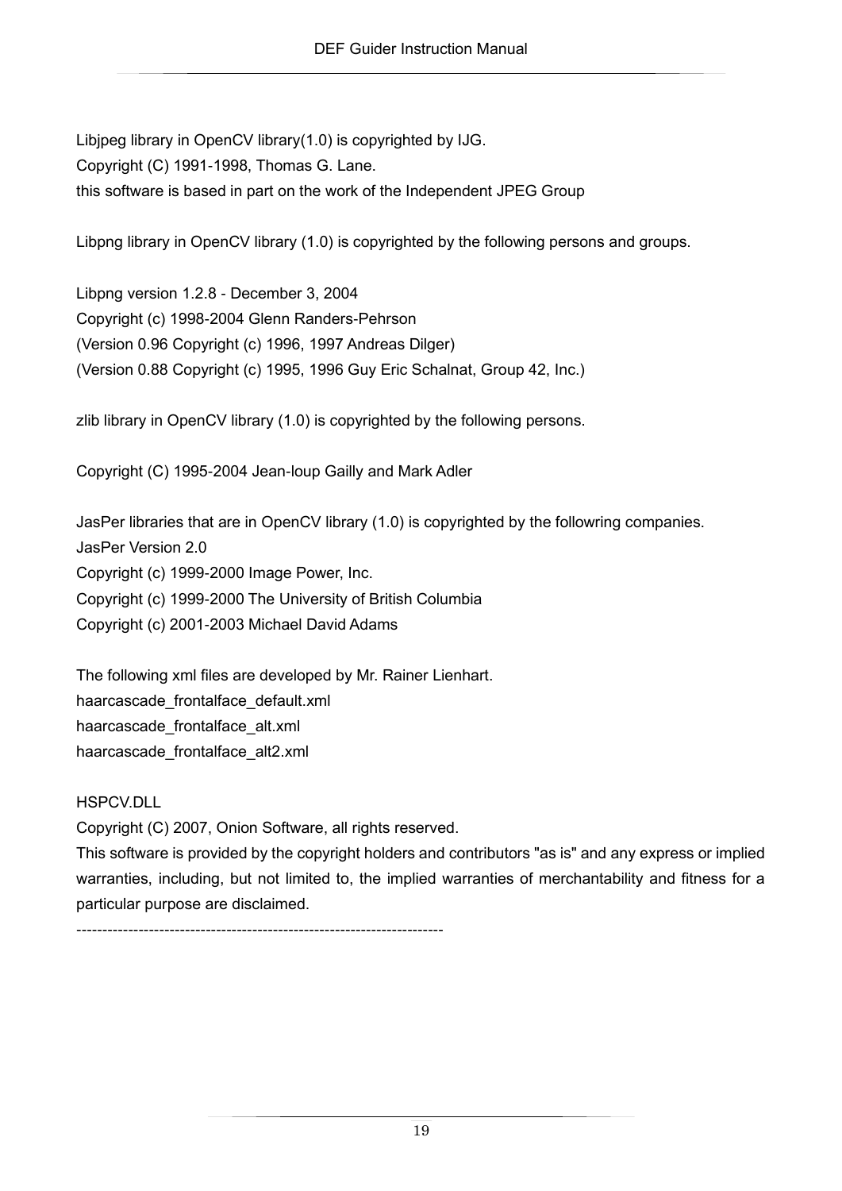Libjpeg library in OpenCV library(1.0) is copyrighted by IJG.  
Copyright (C) 1991-1998, Thomas G. Lane.  
this software is based in part on the work of the Independent JPEG Group

Libpng library in OpenCV library (1.0) is copyrighted by the following persons and groups.

Libpng version 1.2.8 - December 3, 2004  
Copyright (c) 1998-2004 Glenn Randers-Pehrson  
(Version 0.96 Copyright (c) 1996, 1997 Andreas Dilger)  
(Version 0.88 Copyright (c) 1995, 1996 Guy Eric Schalnat, Group 42, Inc.)

zlib library in OpenCV library (1.0) is copyrighted by the following persons.

Copyright (C) 1995-2004 Jean-loup Gailly and Mark Adler

JasPer libraries that are in OpenCV library (1.0) is copyrighted by the followring companies.  
JasPer Version 2.0  
Copyright (c) 1999-2000 Image Power, Inc.  
Copyright (c) 1999-2000 The University of British Columbia  
Copyright (c) 2001-2003 Michael David Adams

The following xml files are developed by Mr. Rainer Lienhart.  
haarcascade_frontalface_default.xml  
haarcascade_frontalface_alt.xml  
haarcascade_frontalface_alt2.xml

HSPCV.DLL  
Copyright (C) 2007, Onion Software, all rights reserved.  
This software is provided by the copyright holders and contributors "as is" and any express or implied warranties, including, but not limited to, the implied warranties of merchantability and fitness for a particular purpose are disclaimed.

----------------------------------------------------------------------